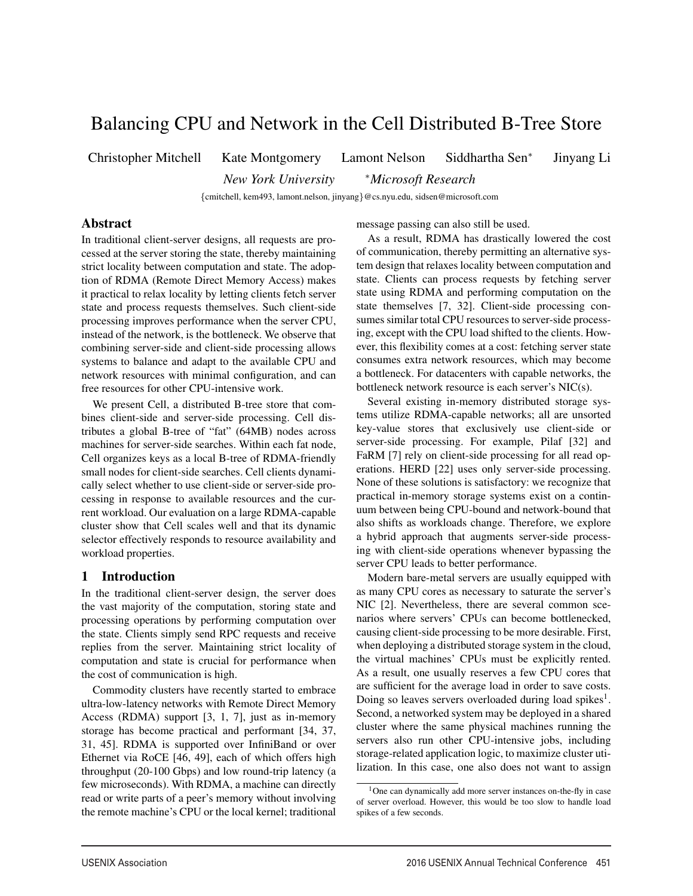# Balancing CPU and Network in the Cell Distributed B-Tree Store

Christopher Mitchell  Kate Montgomery  Lamont Nelson  Siddhartha Sen[*]  Jinyang Li

*New York University*  [*]*Microsoft Research*

{cmitchell, kem493, lamont.nelson, jinyang}@cs.nyu.edu, sidsen@microsoft.com

## Abstract

In traditional client-server designs, all requests are processed at the server storing the state, thereby maintaining strict locality between computation and state. The adoption of RDMA (Remote Direct Memory Access) makes it practical to relax locality by letting clients fetch server state and process requests themselves. Such client-side processing improves performance when the server CPU, instead of the network, is the bottleneck. We observe that combining server-side and client-side processing allows systems to balance and adapt to the available CPU and network resources with minimal configuration, and can free resources for other CPU-intensive work.

We present Cell, a distributed B-tree store that combines client-side and server-side processing. Cell distributes a global B-tree of "fat" (64MB) nodes across machines for server-side searches. Within each fat node, Cell organizes keys as a local B-tree of RDMA-friendly small nodes for client-side searches. Cell clients dynamically select whether to use client-side or server-side processing in response to available resources and the current workload. Our evaluation on a large RDMA-capable cluster show that Cell scales well and that its dynamic selector effectively responds to resource availability and workload properties.

## 1 Introduction

In the traditional client-server design, the server does the vast majority of the computation, storing state and processing operations by performing computation over the state. Clients simply send RPC requests and receive replies from the server. Maintaining strict locality of computation and state is crucial for performance when the cost of communication is high.

Commodity clusters have recently started to embrace ultra-low-latency networks with Remote Direct Memory Access (RDMA) support [3, 1, 7], just as in-memory storage has become practical and performant [34, 37, 31, 45]. RDMA is supported over InfiniBand or over Ethernet via RoCE [46, 49], each of which offers high throughput (20-100 Gbps) and low round-trip latency (a few microseconds). With RDMA, a machine can directly read or write parts of a peer's memory without involving the remote machine's CPU or the local kernel; traditional message passing can also still be used.

As a result, RDMA has drastically lowered the cost of communication, thereby permitting an alternative system design that relaxes locality between computation and state. Clients can process requests by fetching server state using RDMA and performing computation on the state themselves [7, 32]. Client-side processing consumes similar total CPU resources to server-side processing, except with the CPU load shifted to the clients. However, this flexibility comes at a cost: fetching server state consumes extra network resources, which may become a bottleneck. For datacenters with capable networks, the bottleneck network resource is each server's NIC(s).

Several existing in-memory distributed storage systems utilize RDMA-capable networks; all are unsorted key-value stores that exclusively use client-side or server-side processing. For example, Pilaf [32] and FaRM [7] rely on client-side processing for all read operations. HERD [22] uses only server-side processing. None of these solutions is satisfactory: we recognize that practical in-memory storage systems exist on a continuum between being CPU-bound and network-bound that also shifts as workloads change. Therefore, we explore a hybrid approach that augments server-side processing with client-side operations whenever bypassing the server CPU leads to better performance.

Modern bare-metal servers are usually equipped with as many CPU cores as necessary to saturate the server's NIC [2]. Nevertheless, there are several common scenarios where servers' CPUs can become bottlenecked, causing client-side processing to be more desirable. First, when deploying a distributed storage system in the cloud, the virtual machines' CPUs must be explicitly rented. As a result, one usually reserves a few CPU cores that are sufficient for the average load in order to save costs. Doing so leaves servers overloaded during load spikes[1]. Second, a networked system may be deployed in a shared cluster where the same physical machines running the servers also run other CPU-intensive jobs, including storage-related application logic, to maximize cluster utilization. In this case, one also does not want to assign

[1] One can dynamically add more server instances on-the-fly in case of server overload. However, this would be too slow to handle load spikes of a few seconds.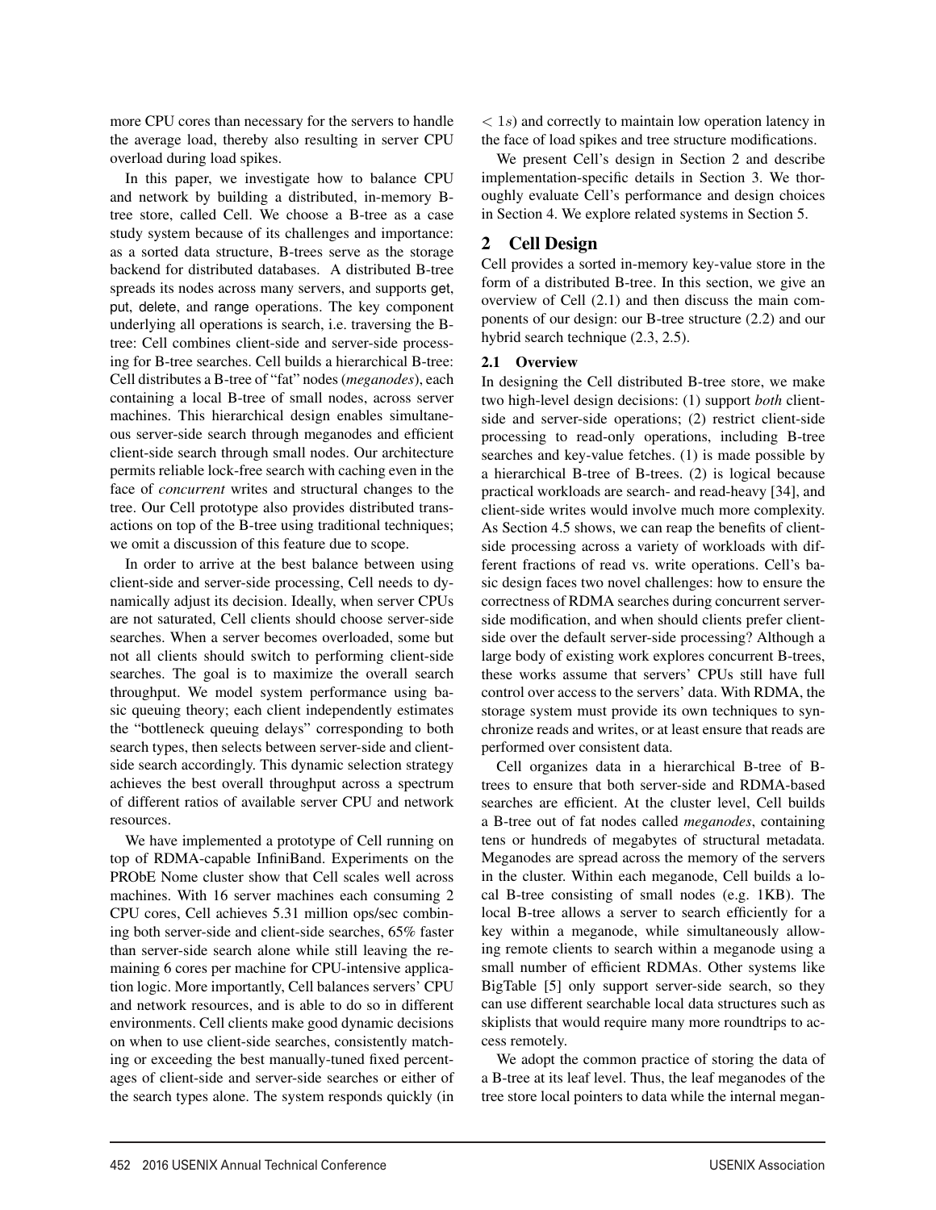more CPU cores than necessary for the servers to handle the average load, thereby also resulting in server CPU overload during load spikes.

In this paper, we investigate how to balance CPU and network by building a distributed, in-memory B-tree store, called Cell. We choose a B-tree as a case study system because of its challenges and importance: as a sorted data structure, B-trees serve as the storage backend for distributed databases. A distributed B-tree spreads its nodes across many servers, and supports get, put, delete, and range operations. The key component underlying all operations is search, i.e. traversing the B-tree: Cell combines client-side and server-side processing for B-tree searches. Cell builds a hierarchical B-tree: Cell distributes a B-tree of "fat" nodes (*meganodes*), each containing a local B-tree of small nodes, across server machines. This hierarchical design enables simultaneous server-side search through meganodes and efficient client-side search through small nodes. Our architecture permits reliable lock-free search with caching even in the face of *concurrent* writes and structural changes to the tree. Our Cell prototype also provides distributed transactions on top of the B-tree using traditional techniques; we omit a discussion of this feature due to scope.

In order to arrive at the best balance between using client-side and server-side processing, Cell needs to dynamically adjust its decision. Ideally, when server CPUs are not saturated, Cell clients should choose server-side searches. When a server becomes overloaded, some but not all clients should switch to performing client-side searches. The goal is to maximize the overall search throughput. We model system performance using basic queuing theory; each client independently estimates the "bottleneck queuing delays" corresponding to both search types, then selects between server-side and client-side search accordingly. This dynamic selection strategy achieves the best overall throughput across a spectrum of different ratios of available server CPU and network resources.

We have implemented a prototype of Cell running on top of RDMA-capable InfiniBand. Experiments on the PRObE Nome cluster show that Cell scales well across machines. With 16 server machines each consuming 2 CPU cores, Cell achieves 5.31 million ops/sec combining both server-side and client-side searches, 65% faster than server-side search alone while still leaving the remaining 6 cores per machine for CPU-intensive application logic. More importantly, Cell balances servers' CPU and network resources, and is able to do so in different environments. Cell clients make good dynamic decisions on when to use client-side searches, consistently matching or exceeding the best manually-tuned fixed percentages of client-side and server-side searches or either of the search types alone. The system responds quickly (in $< 1s$) and correctly to maintain low operation latency in the face of load spikes and tree structure modifications.

We present Cell's design in Section 2 and describe implementation-specific details in Section 3. We thoroughly evaluate Cell's performance and design choices in Section 4. We explore related systems in Section 5.

## 2 Cell Design

Cell provides a sorted in-memory key-value store in the form of a distributed B-tree. In this section, we give an overview of Cell (2.1) and then discuss the main components of our design: our B-tree structure (2.2) and our hybrid search technique (2.3, 2.5).

### 2.1 Overview

In designing the Cell distributed B-tree store, we make two high-level design decisions: (1) support *both* client-side and server-side operations; (2) restrict client-side processing to read-only operations, including B-tree searches and key-value fetches. (1) is made possible by a hierarchical B-tree of B-trees. (2) is logical because practical workloads are search- and read-heavy [34], and client-side writes would involve much more complexity. As Section 4.5 shows, we can reap the benefits of client-side processing across a variety of workloads with different fractions of read vs. write operations. Cell's basic design faces two novel challenges: how to ensure the correctness of RDMA searches during concurrent server-side modification, and when should clients prefer client-side over the default server-side processing? Although a large body of existing work explores concurrent B-trees, these works assume that servers' CPUs still have full control over access to the servers' data. With RDMA, the storage system must provide its own techniques to synchronize reads and writes, or at least ensure that reads are performed over consistent data.

Cell organizes data in a hierarchical B-tree of B-trees to ensure that both server-side and RDMA-based searches are efficient. At the cluster level, Cell builds a B-tree out of fat nodes called *meganodes*, containing tens or hundreds of megabytes of structural metadata. Meganodes are spread across the memory of the servers in the cluster. Within each meganode, Cell builds a local B-tree consisting of small nodes (e.g. 1KB). The local B-tree allows a server to search efficiently for a key within a meganode, while simultaneously allowing remote clients to search within a meganode using a small number of efficient RDMAs. Other systems like BigTable [5] only support server-side search, so they can use different searchable local data structures such as skiplists that would require many more roundtrips to access remotely.

We adopt the common practice of storing the data of a B-tree at its leaf level. Thus, the leaf meganodes of the tree store local pointers to data while the internal megan-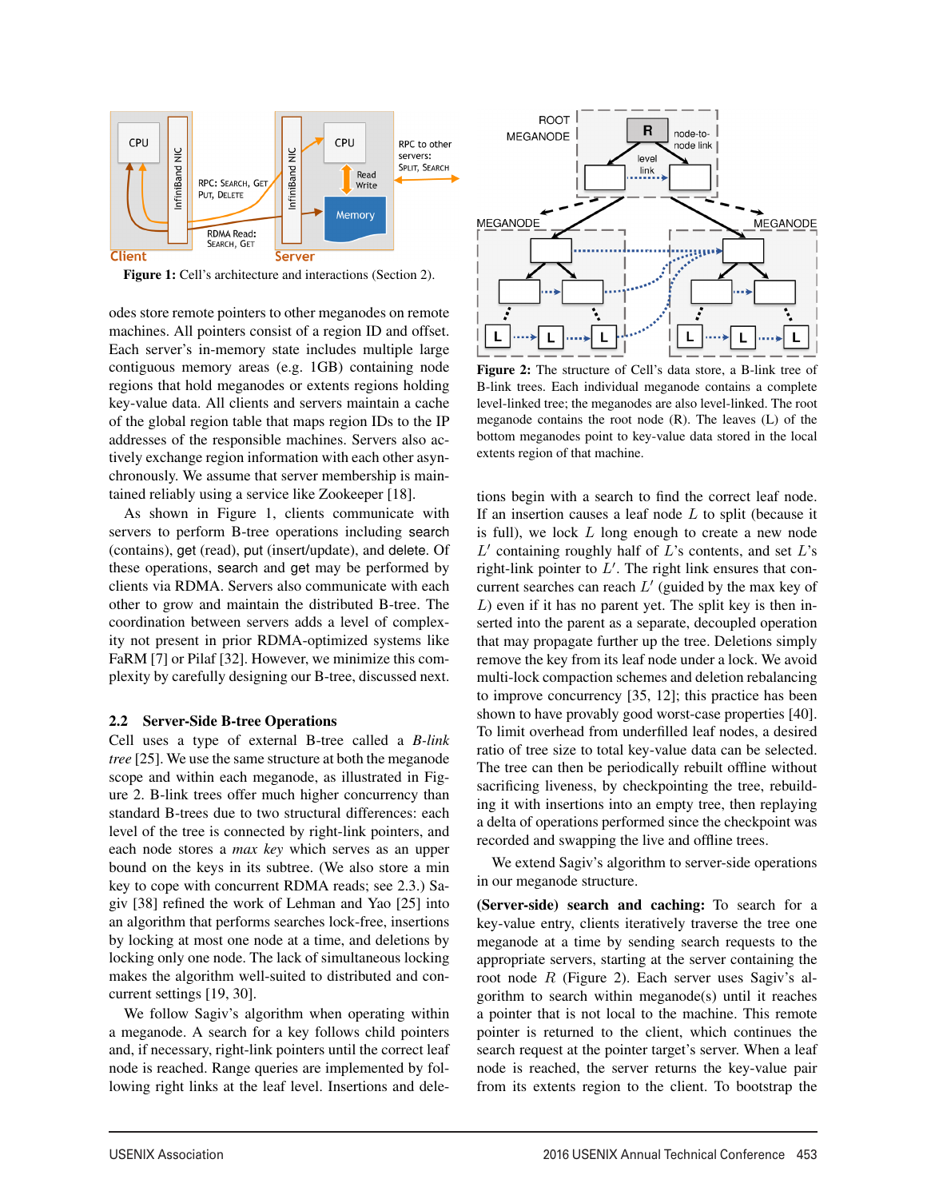Figure 1: Cell's architecture and interactions (Section 2).

odes store remote pointers to other meganodes on remote machines. All pointers consist of a region ID and offset. Each server's in-memory state includes multiple large contiguous memory areas (e.g. 1GB) containing node regions that hold meganodes or extents regions holding key-value data. All clients and servers maintain a cache of the global region table that maps region IDs to the IP addresses of the responsible machines. Servers also actively exchange region information with each other asynchronously. We assume that server membership is maintained reliably using a service like Zookeeper [18].

As shown in Figure 1, clients communicate with servers to perform B-tree operations including search (contains), get (read), put (insert/update), and delete. Of these operations, search and get may be performed by clients via RDMA. Servers also communicate with each other to grow and maintain the distributed B-tree. The coordination between servers adds a level of complexity not present in prior RDMA-optimized systems like FaRM [7] or Pilaf [32]. However, we minimize this complexity by carefully designing our B-tree, discussed next.

## 2.2 Server-Side B-tree Operations

Cell uses a type of external B-tree called a *B-link tree* [25]. We use the same structure at both the meganode scope and within each meganode, as illustrated in Figure 2. B-link trees offer much higher concurrency than standard B-trees due to two structural differences: each level of the tree is connected by right-link pointers, and each node stores a *max key* which serves as an upper bound on the keys in its subtree. (We also store a min key to cope with concurrent RDMA reads; see 2.3.) Sagiv [38] refined the work of Lehman and Yao [25] into an algorithm that performs searches lock-free, insertions by locking at most one node at a time, and deletions by locking only one node. The lack of simultaneous locking makes the algorithm well-suited to distributed and concurrent settings [19, 30].

We follow Sagiv's algorithm when operating within a meganode. A search for a key follows child pointers and, if necessary, right-link pointers until the correct leaf node is reached. Range queries are implemented by following right links at the leaf level. Insertions and deletions begin with a search to find the correct leaf node. If an insertion causes a leaf node $L$ to split (because it is full), we lock $L$ long enough to create a new node $L'$ containing roughly half of $L$'s contents, and set $L$'s right-link pointer to $L'$. The right link ensures that concurrent searches can reach $L'$ (guided by the max key of $L$) even if it has no parent yet. The split key is then inserted into the parent as a separate, decoupled operation that may propagate further up the tree. Deletions simply remove the key from its leaf node under a lock. We avoid multi-lock compaction schemes and deletion rebalancing to improve concurrency [35, 12]; this practice has been shown to have provably good worst-case properties [40]. To limit overhead from underfilled leaf nodes, a desired ratio of tree size to total key-value data can be selected. The tree can then be periodically rebuilt offline without sacrificing liveness, by checkpointing the tree, rebuilding it with insertions into an empty tree, then replaying a delta of operations performed since the checkpoint was recorded and swapping the live and offline trees.

Figure 2: The structure of Cell's data store, a B-link tree of B-link trees. Each individual meganode contains a complete level-linked tree; the meganodes are also level-linked. The root meganode contains the root node (R). The leaves (L) of the bottom meganodes point to key-value data stored in the local extents region of that machine.

We extend Sagiv's algorithm to server-side operations in our meganode structure.

**(Server-side) search and caching:** To search for a key-value entry, clients iteratively traverse the tree one meganode at a time by sending search requests to the appropriate servers, starting at the server containing the root node $R$ (Figure 2). Each server uses Sagiv's algorithm to search within meganode(s) until it reaches a pointer that is not local to the machine. This remote pointer is returned to the client, which continues the search request at the pointer target's server. When a leaf node is reached, the server returns the key-value pair from its extents region to the client. To bootstrap the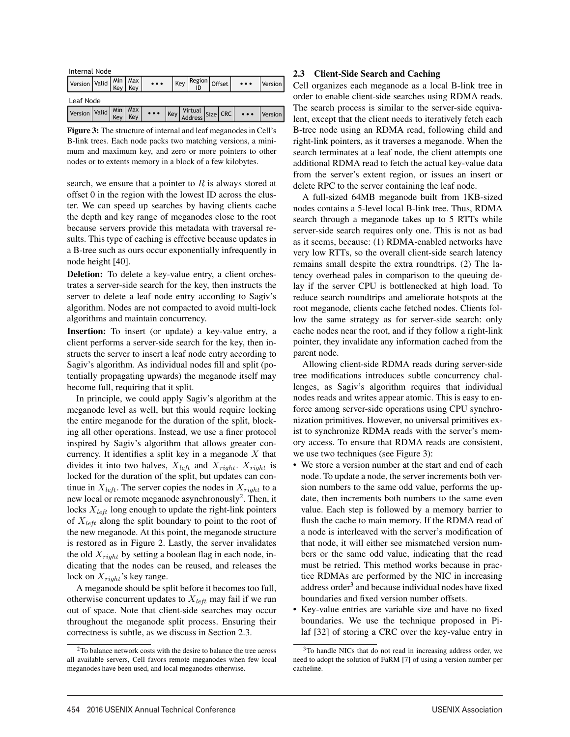Internal Node

| Version | Valid | Min Key | Max Key | • • • | Key | Region ID | Offset | • • • | Version |
|---|---|---|---|---|---|---|---|---|---|

Leaf Node

| Version | Valid | Min Key | Max Key | • • • | Key | Virtual Address | Size | CRC | • • • | Version |
|---|---|---|---|---|---|---|---|---|---|---|

**Figure 3:** The structure of internal and leaf meganodes in Cell's B-link trees. Each node packs two matching versions, a minimum and maximum key, and zero or more pointers to other nodes or to extents memory in a block of a few kilobytes.

search, we ensure that a pointer to $R$ is always stored at offset 0 in the region with the lowest ID across the cluster. We can speed up searches by having clients cache the depth and key range of meganodes close to the root because servers provide this metadata with traversal results. This type of caching is effective because updates in a B-tree such as ours occur exponentially infrequently in node height [40].

**Deletion:** To delete a key-value entry, a client orchestrates a server-side search for the key, then instructs the server to delete a leaf node entry according to Sagiv's algorithm. Nodes are not compacted to avoid multi-lock algorithms and maintain concurrency.

**Insertion:** To insert (or update) a key-value entry, a client performs a server-side search for the key, then instructs the server to insert a leaf node entry according to Sagiv's algorithm. As individual nodes fill and split (potentially propagating upwards) the meganode itself may become full, requiring that it split.

In principle, we could apply Sagiv's algorithm at the meganode level as well, but this would require locking the entire meganode for the duration of the split, blocking all other operations. Instead, we use a finer protocol inspired by Sagiv's algorithm that allows greater concurrency. It identifies a split key in a meganode $X$ that divides it into two halves, $X_{left}$ and $X_{right}$. $X_{right}$ is locked for the duration of the split, but updates can continue in $X_{left}$. The server copies the nodes in $X_{right}$ to a new local or remote meganode asynchronously[2]. Then, it locks $X_{left}$ long enough to update the right-link pointers of $X_{left}$ along the split boundary to point to the root of the new meganode. At this point, the meganode structure is restored as in Figure 2. Lastly, the server invalidates the old $X_{right}$ by setting a boolean flag in each node, indicating that the nodes can be reused, and releases the lock on $X_{right}$'s key range.

A meganode should be split before it becomes too full, otherwise concurrent updates to $X_{left}$ may fail if we run out of space. Note that client-side searches may occur throughout the meganode split process. Ensuring their correctness is subtle, as we discuss in Section 2.3.

[2]To balance network costs with the desire to balance the tree across all available servers, Cell favors remote meganodes when few local meganodes have been used, and local meganodes otherwise.

### 2.3 Client-Side Search and Caching

Cell organizes each meganode as a local B-link tree in order to enable client-side searches using RDMA reads. The search process is similar to the server-side equivalent, except that the client needs to iteratively fetch each B-tree node using an RDMA read, following child and right-link pointers, as it traverses a meganode. When the search terminates at a leaf node, the client attempts one additional RDMA read to fetch the actual key-value data from the server's extent region, or issues an insert or delete RPC to the server containing the leaf node.

A full-sized 64MB meganode built from 1KB-sized nodes contains a 5-level local B-link tree. Thus, RDMA search through a meganode takes up to 5 RTTs while server-side search requires only one. This is not as bad as it seems, because: (1) RDMA-enabled networks have very low RTTs, so the overall client-side search latency remains small despite the extra roundtrips. (2) The latency overhead pales in comparison to the queuing delay if the server CPU is bottlenecked at high load. To reduce search roundtrips and ameliorate hotspots at the root meganode, clients cache fetched nodes. Clients follow the same strategy as for server-side search: only cache nodes near the root, and if they follow a right-link pointer, they invalidate any information cached from the parent node.

Allowing client-side RDMA reads during server-side tree modifications introduces subtle concurrency challenges, as Sagiv's algorithm requires that individual nodes reads and writes appear atomic. This is easy to enforce among server-side operations using CPU synchronization primitives. However, no universal primitives exist to synchronize RDMA reads with the server's memory access. To ensure that RDMA reads are consistent, we use two techniques (see Figure 3):

- We store a version number at the start and end of each node. To update a node, the server increments both version numbers to the same odd value, performs the update, then increments both numbers to the same even value. Each step is followed by a memory barrier to flush the cache to main memory. If the RDMA read of a node is interleaved with the server's modification of that node, it will either see mismatched version numbers or the same odd value, indicating that the read must be retried. This method works because in practice RDMAs are performed by the NIC in increasing address order[3] and because individual nodes have fixed boundaries and fixed version number offsets.
- Key-value entries are variable size and have no fixed boundaries. We use the technique proposed in Pilaf [32] of storing a CRC over the key-value entry in

[3]To handle NICs that do not read in increasing address order, we need to adopt the solution of FaRM [7] of using a version number per cacheline.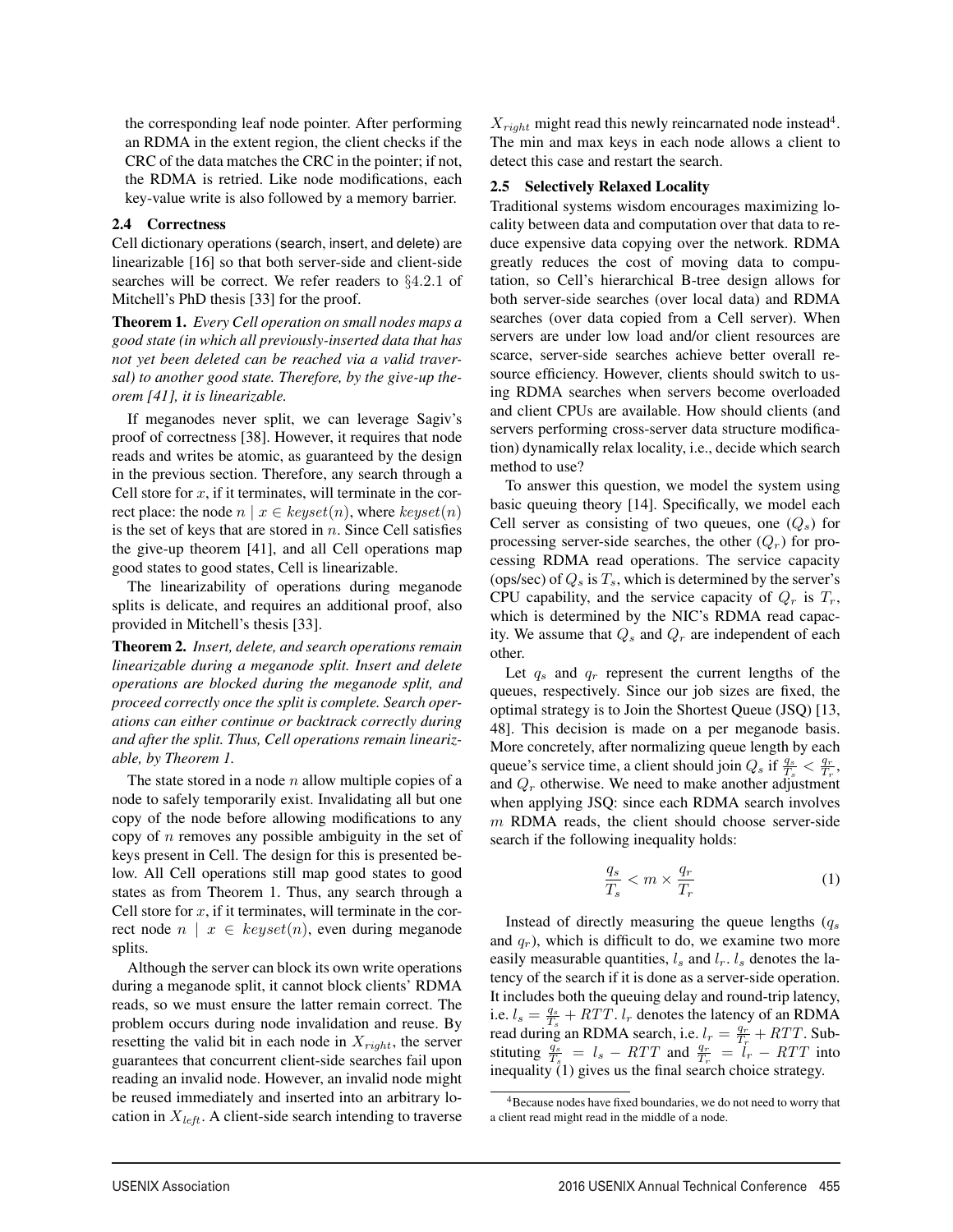the corresponding leaf node pointer. After performing an RDMA in the extent region, the client checks if the CRC of the data matches the CRC in the pointer; if not, the RDMA is retried. Like node modifications, each key-value write is also followed by a memory barrier.

## 2.4 Correctness

Cell dictionary operations (search, insert, and delete) are linearizable [16] so that both server-side and client-side searches will be correct. We refer readers to §4.2.1 of Mitchell's PhD thesis [33] for the proof.

**Theorem 1.** *Every Cell operation on small nodes maps a good state (in which all previously-inserted data that has not yet been deleted can be reached via a valid traversal) to another good state. Therefore, by the give-up theorem [41], it is linearizable.*

If meganodes never split, we can leverage Sagiv's proof of correctness [38]. However, it requires that node reads and writes be atomic, as guaranteed by the design in the previous section. Therefore, any search through a Cell store for $x$, if it terminates, will terminate in the correct place: the node $n \mid x \in keyset(n)$, where $keyset(n)$ is the set of keys that are stored in $n$. Since Cell satisfies the give-up theorem [41], and all Cell operations map good states to good states, Cell is linearizable.

The linearizability of operations during meganode splits is delicate, and requires an additional proof, also provided in Mitchell's thesis [33].

**Theorem 2.** *Insert, delete, and search operations remain linearizable during a meganode split. Insert and delete operations are blocked during the meganode split, and proceed correctly once the split is complete. Search operations can either continue or backtrack correctly during and after the split. Thus, Cell operations remain linearizable, by Theorem 1.*

The state stored in a node $n$ allow multiple copies of a node to safely temporarily exist. Invalidating all but one copy of the node before allowing modifications to any copy of $n$ removes any possible ambiguity in the set of keys present in Cell. The design for this is presented below. All Cell operations still map good states to good states as from Theorem 1. Thus, any search through a Cell store for $x$, if it terminates, will terminate in the correct node $n \mid x \in keyset(n)$, even during meganode splits.

Although the server can block its own write operations during a meganode split, it cannot block clients' RDMA reads, so we must ensure the latter remain correct. The problem occurs during node invalidation and reuse. By resetting the valid bit in each node in $X_{right}$, the server guarantees that concurrent client-side searches fail upon reading an invalid node. However, an invalid node might be reused immediately and inserted into an arbitrary location in $X_{left}$. A client-side search intending to traverse $X_{right}$ might read this newly reincarnated node instead[4]. The min and max keys in each node allows a client to detect this case and restart the search.

## 2.5 Selectively Relaxed Locality

Traditional systems wisdom encourages maximizing locality between data and computation over that data to reduce expensive data copying over the network. RDMA greatly reduces the cost of moving data to computation, so Cell's hierarchical B-tree design allows for both server-side searches (over local data) and RDMA searches (over data copied from a Cell server). When servers are under low load and/or client resources are scarce, server-side searches achieve better overall resource efficiency. However, clients should switch to using RDMA searches when servers become overloaded and client CPUs are available. How should clients (and servers performing cross-server data structure modification) dynamically relax locality, i.e., decide which search method to use?

To answer this question, we model the system using basic queuing theory [14]. Specifically, we model each Cell server as consisting of two queues, one ($Q_s$) for processing server-side searches, the other ($Q_r$) for processing RDMA read operations. The service capacity (ops/sec) of $Q_s$ is $T_s$, which is determined by the server's CPU capability, and the service capacity of $Q_r$ is $T_r$, which is determined by the NIC's RDMA read capacity. We assume that $Q_s$ and $Q_r$ are independent of each other.

Let $q_s$ and $q_r$ represent the current lengths of the queues, respectively. Since our job sizes are fixed, the optimal strategy is to Join the Shortest Queue (JSQ) [13, 48]. This decision is made on a per meganode basis. More concretely, after normalizing queue length by each queue's service time, a client should join $Q_s$ if $\frac{q_s}{T_s} < \frac{q_r}{T_r}$, and $Q_r$ otherwise. We need to make another adjustment when applying JSQ: since each RDMA search involves $m$ RDMA reads, the client should choose server-side search if the following inequality holds:

$$\frac{q_s}{T_s} < m \times \frac{q_r}{T_r} \tag{1}$$

Instead of directly measuring the queue lengths ($q_s$ and $q_r$), which is difficult to do, we examine two more easily measurable quantities, $l_s$ and $l_r$. $l_s$ denotes the latency of the search if it is done as a server-side operation. It includes both the queuing delay and round-trip latency, i.e. $l_s = \frac{q_s}{T_s} + RTT$. $l_r$ denotes the latency of an RDMA read during an RDMA search, i.e. $l_r = \frac{q_r}{T_r} + RTT$. Substituting $\frac{q_s}{T_s} = l_s - RTT$ and $\frac{q_r}{T_r} = l_r - RTT$ into inequality (1) gives us the final search choice strategy.

[4] Because nodes have fixed boundaries, we do not need to worry that a client read might read in the middle of a node.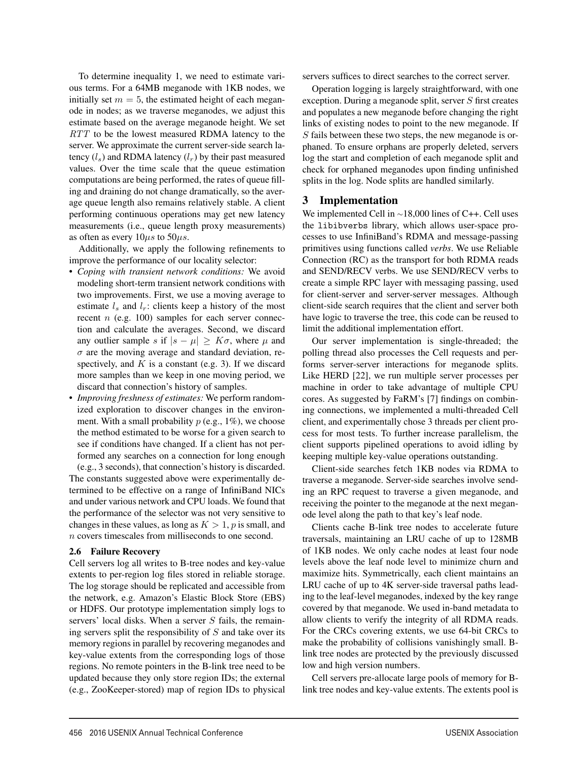To determine inequality 1, we need to estimate various terms. For a 64MB meganode with 1KB nodes, we initially set $m = 5$, the estimated height of each meganode in nodes; as we traverse meganodes, we adjust this estimate based on the average meganode height. We set $RTT$ to be the lowest measured RDMA latency to the server. We approximate the current server-side search latency ($l_s$) and RDMA latency ($l_r$) by their past measured values. Over the time scale that the queue estimation computations are being performed, the rates of queue filling and draining do not change dramatically, so the average queue length also remains relatively stable. A client performing continuous operations may get new latency measurements (i.e., queue length proxy measurements) as often as every $10\mu s$ to $50\mu s$.

Additionally, we apply the following refinements to improve the performance of our locality selector:

- *Coping with transient network conditions:* We avoid modeling short-term transient network conditions with two improvements. First, we use a moving average to estimate $l_s$ and $l_r$: clients keep a history of the most recent $n$ (e.g. 100) samples for each server connection and calculate the averages. Second, we discard any outlier sample $s$ if $|s - \mu| \geq K\sigma$, where $\mu$ and $\sigma$ are the moving average and standard deviation, respectively, and $K$ is a constant (e.g. 3). If we discard more samples than we keep in one moving period, we discard that connection's history of samples.
- *Improving freshness of estimates:* We perform randomized exploration to discover changes in the environment. With a small probability $p$ (e.g., 1%), we choose the method estimated to be worse for a given search to see if conditions have changed. If a client has not performed any searches on a connection for long enough (e.g., 3 seconds), that connection's history is discarded.

The constants suggested above were experimentally determined to be effective on a range of InfiniBand NICs and under various network and CPU loads. We found that the performance of the selector was not very sensitive to changes in these values, as long as $K > 1$, $p$ is small, and $n$ covers timescales from milliseconds to one second.

### 2.6 Failure Recovery

Cell servers log all writes to B-tree nodes and key-value extents to per-region log files stored in reliable storage. The log storage should be replicated and accessible from the network, e.g. Amazon's Elastic Block Store (EBS) or HDFS. Our prototype implementation simply logs to servers' local disks. When a server $S$ fails, the remaining servers split the responsibility of $S$ and take over its memory regions in parallel by recovering meganodes and key-value extents from the corresponding logs of those regions. No remote pointers in the B-link tree need to be updated because they only store region IDs; the external (e.g., ZooKeeper-stored) map of region IDs to physical servers suffices to direct searches to the correct server.

Operation logging is largely straightforward, with one exception. During a meganode split, server $S$ first creates and populates a new meganode before changing the right links of existing nodes to point to the new meganode. If $S$ fails between these two steps, the new meganode is orphaned. To ensure orphans are properly deleted, servers log the start and completion of each meganode split and check for orphaned meganodes upon finding unfinished splits in the log. Node splits are handled similarly.

## 3 Implementation

We implemented Cell in ∼18,000 lines of C++. Cell uses the libibverbs library, which allows user-space processes to use InfiniBand's RDMA and message-passing primitives using functions called *verbs*. We use Reliable Connection (RC) as the transport for both RDMA reads and SEND/RECV verbs. We use SEND/RECV verbs to create a simple RPC layer with messaging passing, used for client-server and server-server messages. Although client-side search requires that the client and server both have logic to traverse the tree, this code can be reused to limit the additional implementation effort.

Our server implementation is single-threaded; the polling thread also processes the Cell requests and performs server-server interactions for meganode splits. Like HERD [22], we run multiple server processes per machine in order to take advantage of multiple CPU cores. As suggested by FaRM's [7] findings on combining connections, we implemented a multi-threaded Cell client, and experimentally chose 3 threads per client process for most tests. To further increase parallelism, the client supports pipelined operations to avoid idling by keeping multiple key-value operations outstanding.

Client-side searches fetch 1KB nodes via RDMA to traverse a meganode. Server-side searches involve sending an RPC request to traverse a given meganode, and receiving the pointer to the meganode at the next meganode level along the path to that key's leaf node.

Clients cache B-link tree nodes to accelerate future traversals, maintaining an LRU cache of up to 128MB of 1KB nodes. We only cache nodes at least four node levels above the leaf node level to minimize churn and maximize hits. Symmetrically, each client maintains an LRU cache of up to 4K server-side traversal paths leading to the leaf-level meganodes, indexed by the key range covered by that meganode. We used in-band metadata to allow clients to verify the integrity of all RDMA reads. For the CRCs covering extents, we use 64-bit CRCs to make the probability of collisions vanishingly small. B-link tree nodes are protected by the previously discussed low and high version numbers.

Cell servers pre-allocate large pools of memory for B-link tree nodes and key-value extents. The extents pool is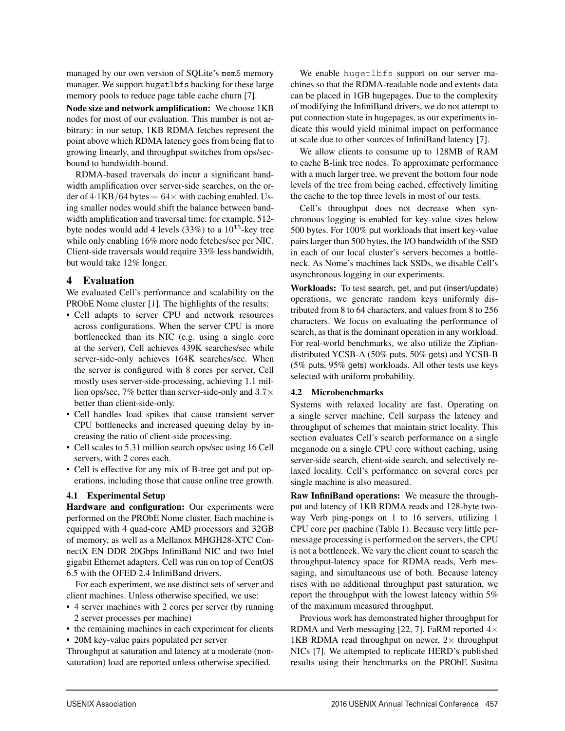managed by our own version of SQLite's mem5 memory manager. We support hugetlbfs backing for these large memory pools to reduce page table cache churn [7].

**Node size and network amplification:** We choose 1KB nodes for most of our evaluation. This number is not arbitrary: in our setup, 1KB RDMA fetches represent the point above which RDMA latency goes from being flat to growing linearly, and throughput switches from ops/sec-bound to bandwidth-bound.

RDMA-based traversals do incur a significant bandwidth amplification over server-side searches, on the order of $4{\cdot}1\text{KB}/64$ bytes $= 64\times$ with caching enabled. Using smaller nodes would shift the balance between bandwidth amplification and traversal time: for example, 512-byte nodes would add 4 levels (33%) to a $10^{15}$-key tree while only enabling 16% more node fetches/sec per NIC. Client-side traversals would require 33% less bandwidth, but would take 12% longer.

# 4 Evaluation

We evaluated Cell's performance and scalability on the PRObE Nome cluster [1]. The highlights of the results:

- Cell adapts to server CPU and network resources across configurations. When the server CPU is more bottlenecked than its NIC (e.g. using a single core at the server), Cell achieves 439K searches/sec while server-side-only achieves 164K searches/sec. When the server is configured with 8 cores per server, Cell mostly uses server-side-processing, achieving 1.1 million ops/sec, 7% better than server-side-only and $3.7\times$ better than client-side-only.
- Cell handles load spikes that cause transient server CPU bottlenecks and increased queuing delay by increasing the ratio of client-side processing.
- Cell scales to 5.31 million search ops/sec using 16 Cell servers, with 2 cores each.
- Cell is effective for any mix of B-tree get and put operations, including those that cause online tree growth.

## 4.1 Experimental Setup

**Hardware and configuration:** Our experiments were performed on the PRObE Nome cluster. Each machine is equipped with 4 quad-core AMD processors and 32GB of memory, as well as a Mellanox MHGH28-XTC ConnectX EN DDR 20Gbps InfiniBand NIC and two Intel gigabit Ethernet adapters. Cell was run on top of CentOS 6.5 with the OFED 2.4 InfiniBand drivers.

For each experiment, we use distinct sets of server and client machines. Unless otherwise specified, we use:

- 4 server machines with 2 cores per server (by running 2 server processes per machine)
- the remaining machines in each experiment for clients
- 20M key-value pairs populated per server

Throughput at saturation and latency at a moderate (non-saturation) load are reported unless otherwise specified.

We enable hugetlbfs support on our server machines so that the RDMA-readable node and extents data can be placed in 1GB hugepages. Due to the complexity of modifying the InfiniBand drivers, we do not attempt to put connection state in hugepages, as our experiments indicate this would yield minimal impact on performance at scale due to other sources of InfiniBand latency [7].

We allow clients to consume up to 128MB of RAM to cache B-link tree nodes. To approximate performance with a much larger tree, we prevent the bottom four node levels of the tree from being cached, effectively limiting the cache to the top three levels in most of our tests.

Cell's throughput does not decrease when synchronous logging is enabled for key-value sizes below 500 bytes. For 100% put workloads that insert key-value pairs larger than 500 bytes, the I/O bandwidth of the SSD in each of our local cluster's servers becomes a bottleneck. As Nome's machines lack SSDs, we disable Cell's asynchronous logging in our experiments.

**Workloads:** To test search, get, and put (insert/update) operations, we generate random keys uniformly distributed from 8 to 64 characters, and values from 8 to 256 characters. We focus on evaluating the performance of search, as that is the dominant operation in any workload. For real-world benchmarks, we also utilize the Zipfian-distributed YCSB-A (50% puts, 50% gets) and YCSB-B (5% puts, 95% gets) workloads. All other tests use keys selected with uniform probability.

## 4.2 Microbenchmarks

Systems with relaxed locality are fast. Operating on a single server machine, Cell surpass the latency and throughput of schemes that maintain strict locality. This section evaluates Cell's search performance on a single meganode on a single CPU core without caching, using server-side search, client-side search, and selectively relaxed locality. Cell's performance on several cores per single machine is also measured.

**Raw InfiniBand operations:** We measure the throughput and latency of 1KB RDMA reads and 128-byte two-way Verb ping-pongs on 1 to 16 servers, utilizing 1 CPU core per machine (Table 1). Because very little per-message processing is performed on the servers, the CPU is not a bottleneck. We vary the client count to search the throughput-latency space for RDMA reads, Verb messaging, and simultaneous use of both. Because latency rises with no additional throughput past saturation, we report the throughput with the lowest latency within 5% of the maximum measured throughput.

Previous work has demonstrated higher throughput for RDMA and Verb messaging [22, 7]. FaRM reported $4\times$ 1KB RDMA read throughput on newer, $2\times$ throughput NICs [7]. We attempted to replicate HERD's published results using their benchmarks on the PRObE Susitna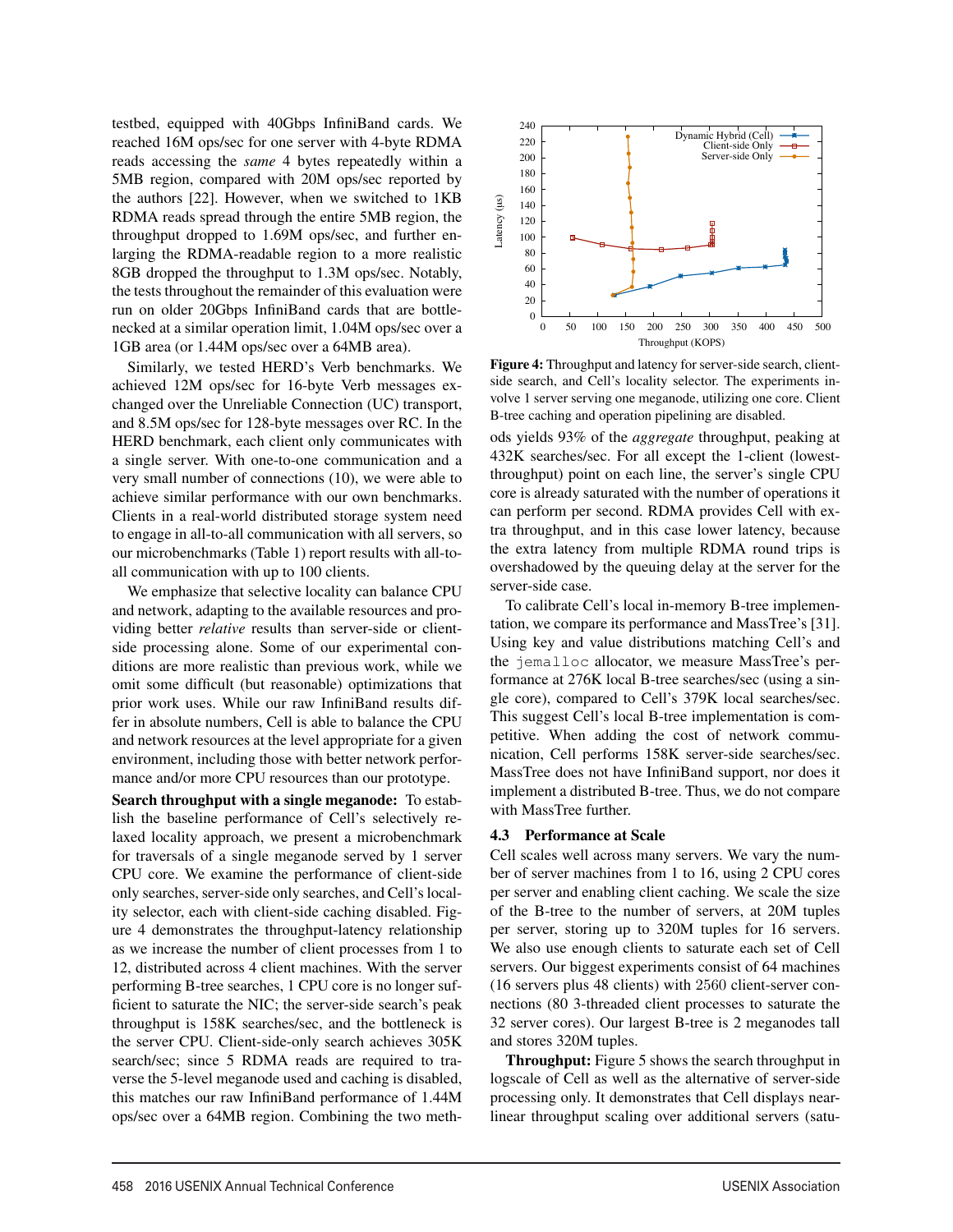testbed, equipped with 40Gbps InfiniBand cards. We reached 16M ops/sec for one server with 4-byte RDMA reads accessing the *same* 4 bytes repeatedly within a 5MB region, compared with 20M ops/sec reported by the authors [22]. However, when we switched to 1KB RDMA reads spread through the entire 5MB region, the throughput dropped to 1.69M ops/sec, and further enlarging the RDMA-readable region to a more realistic 8GB dropped the throughput to 1.3M ops/sec. Notably, the tests throughout the remainder of this evaluation were run on older 20Gbps InfiniBand cards that are bottlenecked at a similar operation limit, 1.04M ops/sec over a 1GB area (or 1.44M ops/sec over a 64MB area).

Similarly, we tested HERD's Verb benchmarks. We achieved 12M ops/sec for 16-byte Verb messages exchanged over the Unreliable Connection (UC) transport, and 8.5M ops/sec for 128-byte messages over RC. In the HERD benchmark, each client only communicates with a single server. With one-to-one communication and a very small number of connections (10), we were able to achieve similar performance with our own benchmarks. Clients in a real-world distributed storage system need to engage in all-to-all communication with all servers, so our microbenchmarks (Table 1) report results with all-to-all communication with up to 100 clients.

We emphasize that selective locality can balance CPU and network, adapting to the available resources and providing better *relative* results than server-side or client-side processing alone. Some of our experimental conditions are more realistic than previous work, while we omit some difficult (but reasonable) optimizations that prior work uses. While our raw InfiniBand results differ in absolute numbers, Cell is able to balance the CPU and network resources at the level appropriate for a given environment, including those with better network performance and/or more CPU resources than our prototype.

**Search throughput with a single meganode:** To establish the baseline performance of Cell's selectively relaxed locality approach, we present a microbenchmark for traversals of a single meganode served by 1 server CPU core. We examine the performance of client-side only searches, server-side only searches, and Cell's locality selector, each with client-side caching disabled. Figure 4 demonstrates the throughput-latency relationship as we increase the number of client processes from 1 to 12, distributed across 4 client machines. With the server performing B-tree searches, 1 CPU core is no longer sufficient to saturate the NIC; the server-side search's peak throughput is 158K searches/sec, and the bottleneck is the server CPU. Client-side-only search achieves 305K search/sec; since 5 RDMA reads are required to traverse the 5-level meganode used and caching is disabled, this matches our raw InfiniBand performance of 1.44M ops/sec over a 64MB region. Combining the two methods yields 93% of the *aggregate* throughput, peaking at 432K searches/sec. For all except the 1-client (lowest-throughput) point on each line, the server's single CPU core is already saturated with the number of operations it can perform per second. RDMA provides Cell with extra throughput, and in this case lower latency, because the extra latency from multiple RDMA round trips is overshadowed by the queuing delay at the server for the server-side case.

**Figure 4:** Throughput and latency for server-side search, client-side search, and Cell's locality selector. The experiments involve 1 server serving one meganode, utilizing one core. Client B-tree caching and operation pipelining are disabled.

To calibrate Cell's local in-memory B-tree implementation, we compare its performance and MassTree's [31]. Using key and value distributions matching Cell's and the `jemalloc` allocator, we measure MassTree's performance at 276K local B-tree searches/sec (using a single core), compared to Cell's 379K local searches/sec. This suggest Cell's local B-tree implementation is competitive. When adding the cost of network communication, Cell performs 158K server-side searches/sec. MassTree does not have InfiniBand support, nor does it implement a distributed B-tree. Thus, we do not compare with MassTree further.

### 4.3 Performance at Scale

Cell scales well across many servers. We vary the number of server machines from 1 to 16, using 2 CPU cores per server and enabling client caching. We scale the size of the B-tree to the number of servers, at 20M tuples per server, storing up to 320M tuples for 16 servers. We also use enough clients to saturate each set of Cell servers. Our biggest experiments consist of 64 machines (16 servers plus 48 clients) with 2560 client-server connections (80 3-threaded client processes to saturate the 32 server cores). Our largest B-tree is 2 meganodes tall and stores 320M tuples.

**Throughput:** Figure 5 shows the search throughput in logscale of Cell as well as the alternative of server-side processing only. It demonstrates that Cell displays near-linear throughput scaling over additional servers (satu-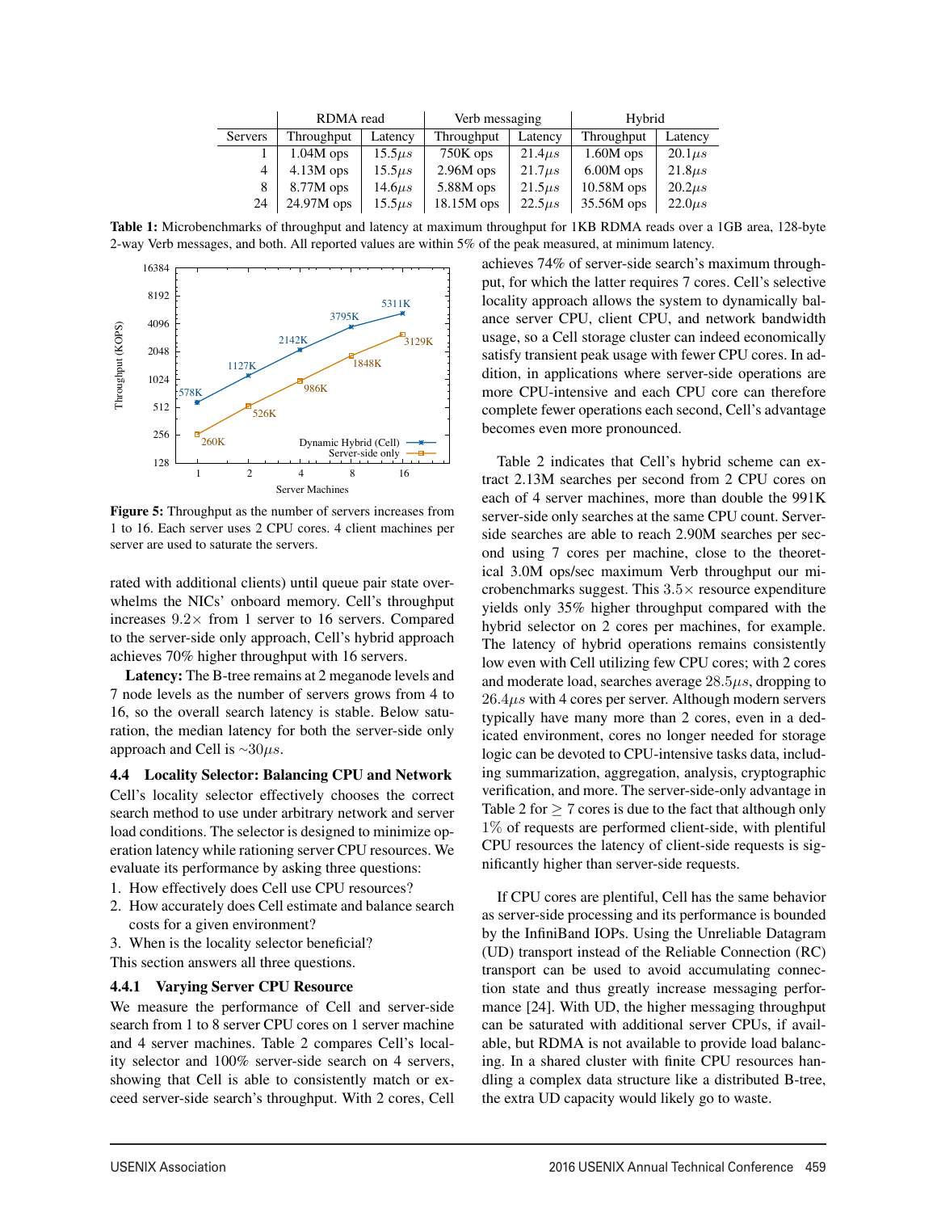|  | RDMA read |  | Verb messaging |  | Hybrid |  |
|---|---|---|---|---|---|---|
| Servers | Throughput | Latency | Throughput | Latency | Throughput | Latency |
| 1 | 1.04M ops | $15.5\mu s$ | 750K ops | $21.4\mu s$ | 1.60M ops | $20.1\mu s$ |
| 4 | 4.13M ops | $15.5\mu s$ | 2.96M ops | $21.7\mu s$ | 6.00M ops | $21.8\mu s$ |
| 8 | 8.77M ops | $14.6\mu s$ | 5.88M ops | $21.5\mu s$ | 10.58M ops | $20.2\mu s$ |
| 24 | 24.97M ops | $15.5\mu s$ | 18.15M ops | $22.5\mu s$ | 35.56M ops | $22.0\mu s$ |

**Table 1:** Microbenchmarks of throughput and latency at maximum throughput for 1KB RDMA reads over a 1GB area, 128-byte 2-way Verb messages, and both. All reported values are within 5% of the peak measured, at minimum latency.

**Figure 5:** Throughput as the number of servers increases from 1 to 16. Each server uses 2 CPU cores. 4 client machines per server are used to saturate the servers.

rated with additional clients) until queue pair state overwhelms the NICs' onboard memory. Cell's throughput increases $9.2\times$ from 1 server to 16 servers. Compared to the server-side only approach, Cell's hybrid approach achieves 70% higher throughput with 16 servers.

**Latency:** The B-tree remains at 2 meganode levels and 7 node levels as the number of servers grows from 4 to 16, so the overall search latency is stable. Below saturation, the median latency for both the server-side only approach and Cell is $\sim 30\mu s$.

### 4.4 Locality Selector: Balancing CPU and Network

Cell's locality selector effectively chooses the correct search method to use under arbitrary network and server load conditions. The selector is designed to minimize operation latency while rationing server CPU resources. We evaluate its performance by asking three questions:

1. How effectively does Cell use CPU resources?
2. How accurately does Cell estimate and balance search costs for a given environment?
3. When is the locality selector beneficial?

This section answers all three questions.

#### 4.4.1 Varying Server CPU Resource

We measure the performance of Cell and server-side search from 1 to 8 server CPU cores on 1 server machine and 4 server machines. Table 2 compares Cell's locality selector and 100% server-side search on 4 servers, showing that Cell is able to consistently match or exceed server-side search's throughput. With 2 cores, Cell achieves 74% of server-side search's maximum throughput, for which the latter requires 7 cores. Cell's selective locality approach allows the system to dynamically balance server CPU, client CPU, and network bandwidth usage, so a Cell storage cluster can indeed economically satisfy transient peak usage with fewer CPU cores. In addition, in applications where server-side operations are more CPU-intensive and each CPU core can therefore complete fewer operations each second, Cell's advantage becomes even more pronounced.

Table 2 indicates that Cell's hybrid scheme can extract 2.13M searches per second from 2 CPU cores on each of 4 server machines, more than double the 991K server-side only searches at the same CPU count. Server-side searches are able to reach 2.90M searches per second using 7 cores per machine, close to the theoretical 3.0M ops/sec maximum Verb throughput our microbenchmarks suggest. This $3.5\times$ resource expenditure yields only 35% higher throughput compared with the hybrid selector on 2 cores per machines, for example. The latency of hybrid operations remains consistently low even with Cell utilizing few CPU cores; with 2 cores and moderate load, searches average $28.5\mu s$, dropping to $26.4\mu s$ with 4 cores per server. Although modern servers typically have many more than 2 cores, even in a dedicated environment, cores no longer needed for storage logic can be devoted to CPU-intensive tasks data, including summarization, aggregation, analysis, cryptographic verification, and more. The server-side-only advantage in Table 2 for $\geq 7$ cores is due to the fact that although only 1% of requests are performed client-side, with plentiful CPU resources the latency of client-side requests is significantly higher than server-side requests.

If CPU cores are plentiful, Cell has the same behavior as server-side processing and its performance is bounded by the InfiniBand IOPs. Using the Unreliable Datagram (UD) transport instead of the Reliable Connection (RC) transport can be used to avoid accumulating connection state and thus greatly increase messaging performance [24]. With UD, the higher messaging throughput can be saturated with additional server CPUs, if available, but RDMA is not available to provide load balancing. In a shared cluster with finite CPU resources handling a complex data structure like a distributed B-tree, the extra UD capacity would likely go to waste.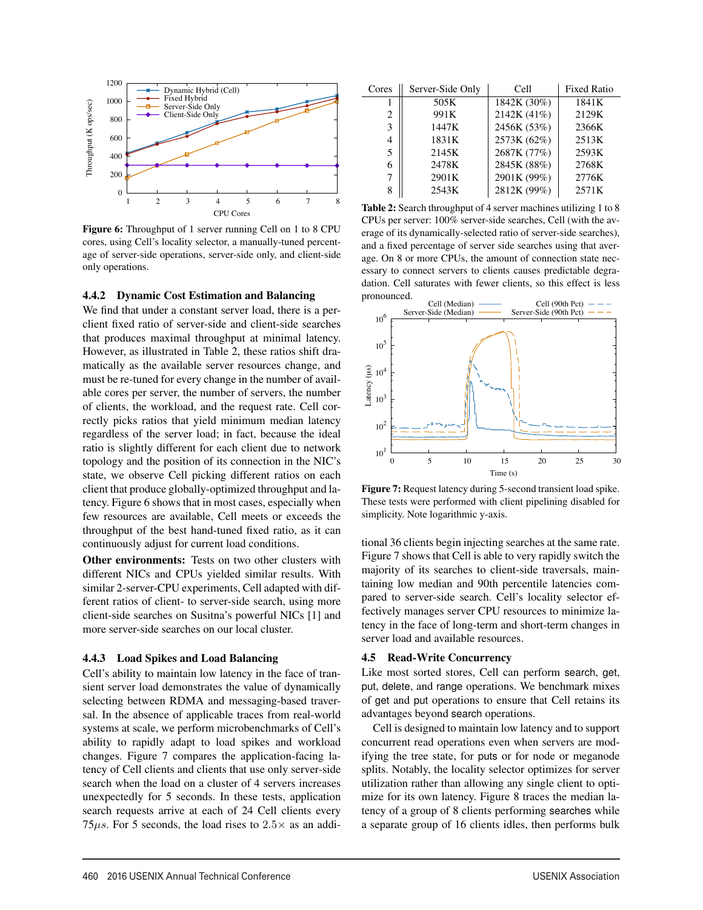Figure 6: Throughput of 1 server running Cell on 1 to 8 CPU cores, using Cell's locality selector, a manually-tuned percentage of server-side operations, server-side only, and client-side only operations.

### 4.4.2 Dynamic Cost Estimation and Balancing

We find that under a constant server load, there is a per-client fixed ratio of server-side and client-side searches that produces maximal throughput at minimal latency. However, as illustrated in Table 2, these ratios shift dramatically as the available server resources change, and must be re-tuned for every change in the number of available cores per server, the number of servers, the number of clients, the workload, and the request rate. Cell correctly picks ratios that yield minimum median latency regardless of the server load; in fact, because the ideal ratio is slightly different for each client due to network topology and the position of its connection in the NIC's state, we observe Cell picking different ratios on each client that produce globally-optimized throughput and latency. Figure 6 shows that in most cases, especially when few resources are available, Cell meets or exceeds the throughput of the best hand-tuned fixed ratio, as it can continuously adjust for current load conditions.

**Other environments:** Tests on two other clusters with different NICs and CPUs yielded similar results. With similar 2-server-CPU experiments, Cell adapted with different ratios of client- to server-side search, using more client-side searches on Susitna's powerful NICs [1] and more server-side searches on our local cluster.

### 4.4.3 Load Spikes and Load Balancing

Cell's ability to maintain low latency in the face of transient server load demonstrates the value of dynamically selecting between RDMA and messaging-based traversal. In the absence of applicable traces from real-world systems at scale, we perform microbenchmarks of Cell's ability to rapidly adapt to load spikes and workload changes. Figure 7 compares the application-facing latency of Cell clients and clients that use only server-side search when the load on a cluster of 4 servers increases unexpectedly for 5 seconds. In these tests, application search requests arrive at each of 24 Cell clients every $75\mu s$. For 5 seconds, the load rises to $2.5\times$ as an additional 36 clients begin injecting searches at the same rate. Figure 7 shows that Cell is able to very rapidly switch the majority of its searches to client-side traversals, maintaining low median and 90th percentile latencies compared to server-side search. Cell's locality selector effectively manages server CPU resources to minimize latency in the face of long-term and short-term changes in server load and available resources.

| Cores | Server-Side Only | Cell | Fixed Ratio |
|---|---|---|---|
| 1 | 505K | 1842K (30%) | 1841K |
| 2 | 991K | 2142K (41%) | 2129K |
| 3 | 1447K | 2456K (53%) | 2366K |
| 4 | 1831K | 2573K (62%) | 2513K |
| 5 | 2145K | 2687K (77%) | 2593K |
| 6 | 2478K | 2845K (88%) | 2768K |
| 7 | 2901K | 2901K (99%) | 2776K |
| 8 | 2543K | 2812K (99%) | 2571K |

Table 2: Search throughput of 4 server machines utilizing 1 to 8 CPUs per server: 100% server-side searches, Cell (with the average of its dynamically-selected ratio of server-side searches), and a fixed percentage of server side searches using that average. On 8 or more CPUs, the amount of connection state necessary to connect servers to clients causes predictable degradation. Cell saturates with fewer clients, so this effect is less pronounced.

Figure 7: Request latency during 5-second transient load spike. These tests were performed with client pipelining disabled for simplicity. Note logarithmic y-axis.

## 4.5 Read-Write Concurrency

Like most sorted stores, Cell can perform search, get, put, delete, and range operations. We benchmark mixes of get and put operations to ensure that Cell retains its advantages beyond search operations.

Cell is designed to maintain low latency and to support concurrent read operations even when servers are modifying the tree state, for puts or for node or meganode splits. Notably, the locality selector optimizes for server utilization rather than allowing any single client to optimize for its own latency. Figure 8 traces the median latency of a group of 8 clients performing searches while a separate group of 16 clients idles, then performs bulk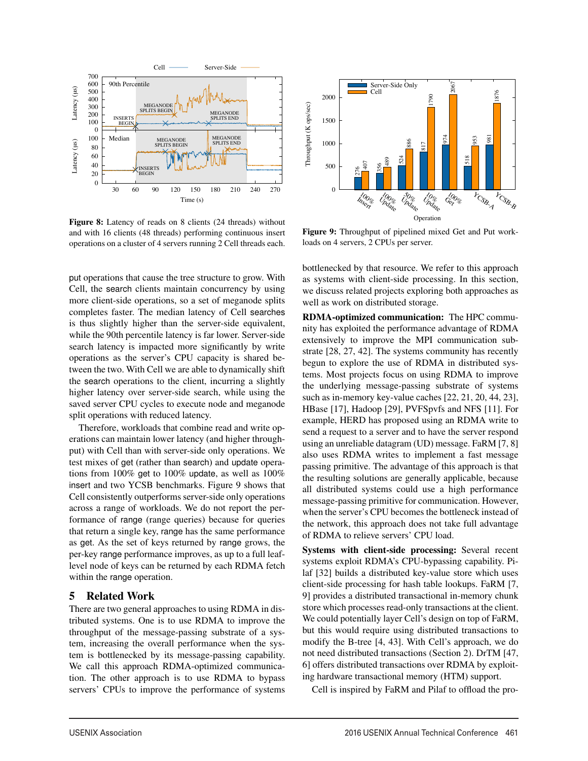Figure 8: Latency of reads on 8 clients (24 threads) without and with 16 clients (48 threads) performing continuous insert operations on a cluster of 4 servers running 2 Cell threads each.

Figure 9: Throughput of pipelined mixed Get and Put workloads on 4 servers, 2 CPUs per server.

put operations that cause the tree structure to grow. With Cell, the search clients maintain concurrency by using more client-side operations, so a set of meganode splits completes faster. The median latency of Cell searches is thus slightly higher than the server-side equivalent, while the 90th percentile latency is far lower. Server-side search latency is impacted more significantly by write operations as the server's CPU capacity is shared between the two. With Cell we are able to dynamically shift the search operations to the client, incurring a slightly higher latency over server-side search, while using the saved server CPU cycles to execute node and meganode split operations with reduced latency.

Therefore, workloads that combine read and write operations can maintain lower latency (and higher throughput) with Cell than with server-side only operations. We test mixes of get (rather than search) and update operations from 100% get to 100% update, as well as 100% insert and two YCSB benchmarks. Figure 9 shows that Cell consistently outperforms server-side only operations across a range of workloads. We do not report the performance of range (range queries) because for queries that return a single key, range has the same performance as get. As the set of keys returned by range grows, the per-key range performance improves, as up to a full leaf-level node of keys can be returned by each RDMA fetch within the range operation.

## 5 Related Work

There are two general approaches to using RDMA in distributed systems. One is to use RDMA to improve the throughput of the message-passing substrate of a system, increasing the overall performance when the system is bottlenecked by its message-passing capability. We call this approach RDMA-optimized communication. The other approach is to use RDMA to bypass servers' CPUs to improve the performance of systems bottlenecked by that resource. We refer to this approach as systems with client-side processing. In this section, we discuss related projects exploring both approaches as well as work on distributed storage.

**RDMA-optimized communication:** The HPC community has exploited the performance advantage of RDMA extensively to improve the MPI communication substrate [28, 27, 42]. The systems community has recently begun to explore the use of RDMA in distributed systems. Most projects focus on using RDMA to improve the underlying message-passing substrate of systems such as in-memory key-value caches [22, 21, 20, 44, 23], HBase [17], Hadoop [29], PVFSpvfs and NFS [11]. For example, HERD has proposed using an RDMA write to send a request to a server and to have the server respond using an unreliable datagram (UD) message. FaRM [7, 8] also uses RDMA writes to implement a fast message passing primitive. The advantage of this approach is that the resulting solutions are generally applicable, because all distributed systems could use a high performance message-passing primitive for communication. However, when the server's CPU becomes the bottleneck instead of the network, this approach does not take full advantage of RDMA to relieve servers' CPU load.

**Systems with client-side processing:** Several recent systems exploit RDMA's CPU-bypassing capability. Pilaf [32] builds a distributed key-value store which uses client-side processing for hash table lookups. FaRM [7, 9] provides a distributed transactional in-memory chunk store which processes read-only transactions at the client. We could potentially layer Cell's design on top of FaRM, but this would require using distributed transactions to modify the B-tree [4, 43]. With Cell's approach, we do not need distributed transactions (Section 2). DrTM [47, 6] offers distributed transactions over RDMA by exploiting hardware transactional memory (HTM) support.

Cell is inspired by FaRM and Pilaf to offload the pro-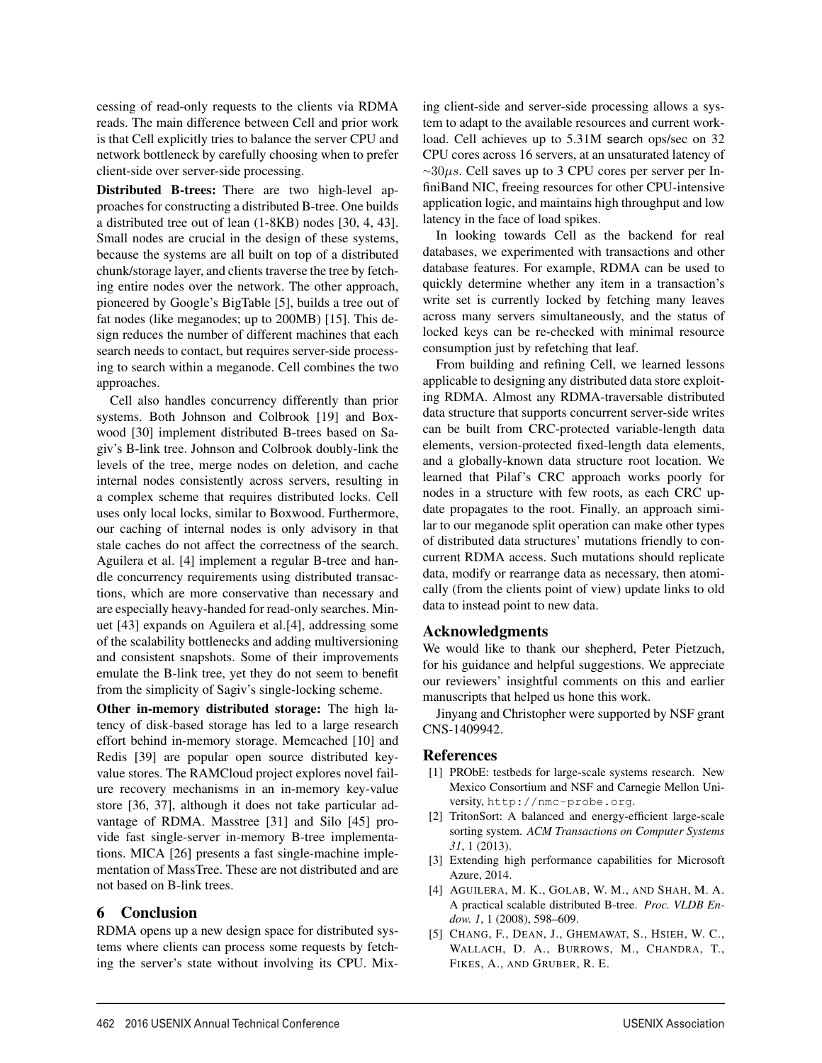cessing of read-only requests to the clients via RDMA reads. The main difference between Cell and prior work is that Cell explicitly tries to balance the server CPU and network bottleneck by carefully choosing when to prefer client-side over server-side processing.

**Distributed B-trees:** There are two high-level approaches for constructing a distributed B-tree. One builds a distributed tree out of lean (1-8KB) nodes [30, 4, 43]. Small nodes are crucial in the design of these systems, because the systems are all built on top of a distributed chunk/storage layer, and clients traverse the tree by fetching entire nodes over the network. The other approach, pioneered by Google's BigTable [5], builds a tree out of fat nodes (like meganodes; up to 200MB) [15]. This design reduces the number of different machines that each search needs to contact, but requires server-side processing to search within a meganode. Cell combines the two approaches.

Cell also handles concurrency differently than prior systems. Both Johnson and Colbrook [19] and Boxwood [30] implement distributed B-trees based on Sagiv's B-link tree. Johnson and Colbrook doubly-link the levels of the tree, merge nodes on deletion, and cache internal nodes consistently across servers, resulting in a complex scheme that requires distributed locks. Cell uses only local locks, similar to Boxwood. Furthermore, our caching of internal nodes is only advisory in that stale caches do not affect the correctness of the search. Aguilera et al. [4] implement a regular B-tree and handle concurrency requirements using distributed transactions, which are more conservative than necessary and are especially heavy-handed for read-only searches. Minuet [43] expands on Aguilera et al.[4], addressing some of the scalability bottlenecks and adding multiversioning and consistent snapshots. Some of their improvements emulate the B-link tree, yet they do not seem to benefit from the simplicity of Sagiv's single-locking scheme.

**Other in-memory distributed storage:** The high latency of disk-based storage has led to a large research effort behind in-memory storage. Memcached [10] and Redis [39] are popular open source distributed key-value stores. The RAMCloud project explores novel failure recovery mechanisms in an in-memory key-value store [36, 37], although it does not take particular advantage of RDMA. Masstree [31] and Silo [45] provide fast single-server in-memory B-tree implementations. MICA [26] presents a fast single-machine implementation of MassTree. These are not distributed and are not based on B-link trees.

## 6 Conclusion

RDMA opens up a new design space for distributed systems where clients can process some requests by fetching the server's state without involving its CPU. Mixing client-side and server-side processing allows a system to adapt to the available resources and current workload. Cell achieves up to 5.31M search ops/sec on 32 CPU cores across 16 servers, at an unsaturated latency of $\sim 30\mu s$. Cell saves up to 3 CPU cores per server per InfiniBand NIC, freeing resources for other CPU-intensive application logic, and maintains high throughput and low latency in the face of load spikes.

In looking towards Cell as the backend for real databases, we experimented with transactions and other database features. For example, RDMA can be used to quickly determine whether any item in a transaction's write set is currently locked by fetching many leaves across many servers simultaneously, and the status of locked keys can be re-checked with minimal resource consumption just by refetching that leaf.

From building and refining Cell, we learned lessons applicable to designing any distributed data store exploiting RDMA. Almost any RDMA-traversable distributed data structure that supports concurrent server-side writes can be built from CRC-protected variable-length data elements, version-protected fixed-length data elements, and a globally-known data structure root location. We learned that Pilaf's CRC approach works poorly for nodes in a structure with few roots, as each CRC update propagates to the root. Finally, an approach similar to our meganode split operation can make other types of distributed data structures' mutations friendly to concurrent RDMA access. Such mutations should replicate data, modify or rearrange data as necessary, then atomically (from the clients point of view) update links to old data to instead point to new data.

## Acknowledgments

We would like to thank our shepherd, Peter Pietzuch, for his guidance and helpful suggestions. We appreciate our reviewers' insightful comments on this and earlier manuscripts that helped us hone this work.

Jinyang and Christopher were supported by NSF grant CNS-1409942.

## References

[1] PRObE: testbeds for large-scale systems research. New Mexico Consortium and NSF and Carnegie Mellon University, `http://nmc-probe.org`.

[2] TritonSort: A balanced and energy-efficient large-scale sorting system. *ACM Transactions on Computer Systems 31*, 1 (2013).

[3] Extending high performance capabilities for Microsoft Azure, 2014.

[4] Aguilera, M. K., Golab, W. M., and Shah, M. A. A practical scalable distributed B-tree. *Proc. VLDB Endow. 1*, 1 (2008), 598–609.

[5] Chang, F., Dean, J., Ghemawat, S., Hsieh, W. C., Wallach, D. A., Burrows, M., Chandra, T., Fikes, A., and Gruber, R. E.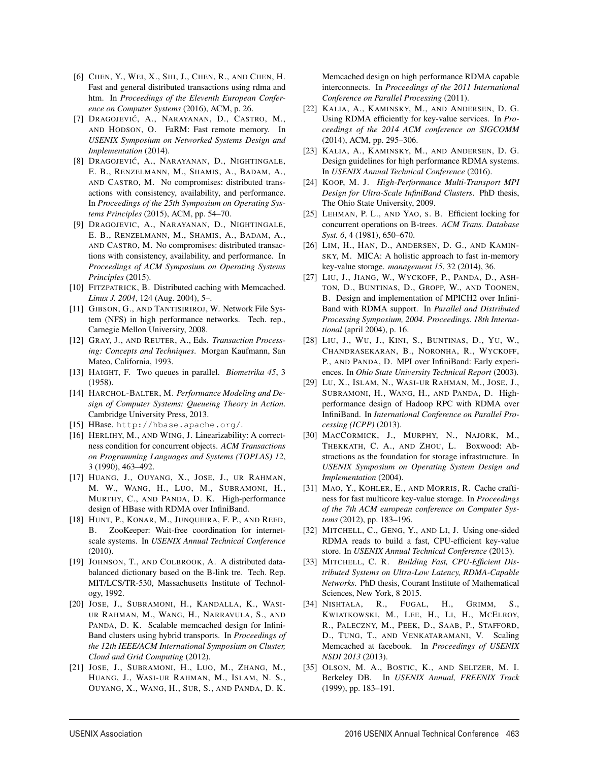[6] Chen, Y., Wei, X., Shi, J., Chen, R., and Chen, H. Fast and general distributed transactions using rdma and htm. In *Proceedings of the Eleventh European Conference on Computer Systems* (2016), ACM, p. 26.

[7] Dragojević, A., Narayanan, D., Castro, M., and Hodson, O. FaRM: Fast remote memory. In *USENIX Symposium on Networked Systems Design and Implementation* (2014).

[8] Dragojević, A., Narayanan, D., Nightingale, E. B., Renzelmann, M., Shamis, A., Badam, A., and Castro, M. No compromises: distributed transactions with consistency, availability, and performance. In *Proceedings of the 25th Symposium on Operating Systems Principles* (2015), ACM, pp. 54–70.

[9] Dragojevic, A., Narayanan, D., Nightingale, E. B., Renzelmann, M., Shamis, A., Badam, A., and Castro, M. No compromises: distributed transactions with consistency, availability, and performance. In *Proceedings of ACM Symposium on Operating Systems Principles* (2015).

[10] Fitzpatrick, B. Distributed caching with Memcached. *Linux J. 2004*, 124 (Aug. 2004), 5–.

[11] Gibson, G., and Tantisiriroj, W. Network File System (NFS) in high performance networks. Tech. rep., Carnegie Mellon University, 2008.

[12] Gray, J., and Reuter, A., Eds. *Transaction Processing: Concepts and Techniques*. Morgan Kaufmann, San Mateo, California, 1993.

[13] Haight, F. Two queues in parallel. *Biometrika 45*, 3 (1958).

[14] Harchol-Balter, M. *Performance Modeling and Design of Computer Systems: Queueing Theory in Action*. Cambridge University Press, 2013.

[15] HBase. `http://hbase.apache.org/`.

[16] Herlihy, M., and Wing, J. Linearizability: A correctness condition for concurrent objects. *ACM Transactions on Programming Languages and Systems (TOPLAS) 12*, 3 (1990), 463–492.

[17] Huang, J., Ouyang, X., Jose, J., ur Rahman, M. W., Wang, H., Luo, M., Subramoni, H., Murthy, C., and Panda, D. K. High-performance design of HBase with RDMA over InfiniBand.

[18] Hunt, P., Konar, M., Junqueira, F. P., and Reed, B. ZooKeeper: Wait-free coordination for internet-scale systems. In *USENIX Annual Technical Conference* (2010).

[19] Johnson, T., and Colbrook, A. A distributed data-balanced dictionary based on the B-link tre. Tech. Rep. MIT/LCS/TR-530, Massachusetts Institute of Technology, 1992.

[20] Jose, J., Subramoni, H., Kandalla, K., Wasi-ur Rahman, M., Wang, H., Narravula, S., and Panda, D. K. Scalable memcached design for InfiniBand clusters using hybrid transports. In *Proceedings of the 12th IEEE/ACM International Symposium on Cluster, Cloud and Grid Computing* (2012).

[21] Jose, J., Subramoni, H., Luo, M., Zhang, M., Huang, J., Wasi-ur Rahman, M., Islam, N. S., Ouyang, X., Wang, H., Sur, S., and Panda, D. K. Memcached design on high performance RDMA capable interconnects. In *Proceedings of the 2011 International Conference on Parallel Processing* (2011).

[22] Kalia, A., Kaminsky, M., and Andersen, D. G. Using RDMA efficiently for key-value services. In *Proceedings of the 2014 ACM conference on SIGCOMM* (2014), ACM, pp. 295–306.

[23] Kalia, A., Kaminsky, M., and Andersen, D. G. Design guidelines for high performance RDMA systems. In *USENIX Annual Technical Conference* (2016).

[24] Koop, M. J. *High-Performance Multi-Transport MPI Design for Ultra-Scale InfiniBand Clusters*. PhD thesis, The Ohio State University, 2009.

[25] Lehman, P. L., and Yao, s. B. Efficient locking for concurrent operations on B-trees. *ACM Trans. Database Syst. 6*, 4 (1981), 650–670.

[26] Lim, H., Han, D., Andersen, D. G., and Kaminsky, M. MICA: A holistic approach to fast in-memory key-value storage. *management 15*, 32 (2014), 36.

[27] Liu, J., Jiang, W., Wyckoff, P., Panda, D., Ashton, D., Buntinas, D., Gropp, W., and Toonen, B. Design and implementation of MPICH2 over InfiniBand with RDMA support. In *Parallel and Distributed Processing Symposium, 2004. Proceedings. 18th International* (april 2004), p. 16.

[28] Liu, J., Wu, J., Kini, S., Buntinas, D., Yu, W., Chandrasekaran, B., Noronha, R., Wyckoff, P., and Panda, D. MPI over InfiniBand: Early experiences. In *Ohio State University Technical Report* (2003).

[29] Lu, X., Islam, N., Wasi-ur Rahman, M., Jose, J., Subramoni, H., Wang, H., and Panda, D. High-performance design of Hadoop RPC with RDMA over InfiniBand. In *International Conference on Parallel Processing (ICPP)* (2013).

[30] MacCormick, J., Murphy, N., Najork, M., Thekkath, C. A., and Zhou, L. Boxwood: Abstractions as the foundation for storage infrastructure. In *USENIX Symposium on Operating System Design and Implementation* (2004).

[31] Mao, Y., Kohler, E., and Morris, R. Cache craftiness for fast multicore key-value storage. In *Proceedings of the 7th ACM european conference on Computer Systems* (2012), pp. 183–196.

[32] Mitchell, C., Geng, Y., and Li, J. Using one-sided RDMA reads to build a fast, CPU-efficient key-value store. In *USENIX Annual Technical Conference* (2013).

[33] Mitchell, C. R. *Building Fast, CPU-Efficient Distributed Systems on Ultra-Low Latency, RDMA-Capable Networks*. PhD thesis, Courant Institute of Mathematical Sciences, New York, 8 2015.

[34] Nishtala, R., Fugal, H., Grimm, S., Kwiatkowski, M., Lee, H., Li, H., McElroy, R., Paleczny, M., Peek, D., Saab, P., Stafford, D., Tung, T., and Venkataramani, V. Scaling Memcached at facebook. In *Proceedings of USENIX NSDI 2013* (2013).

[35] Olson, M. A., Bostic, K., and Seltzer, M. I. Berkeley DB. In *USENIX Annual, FREENIX Track* (1999), pp. 183–191.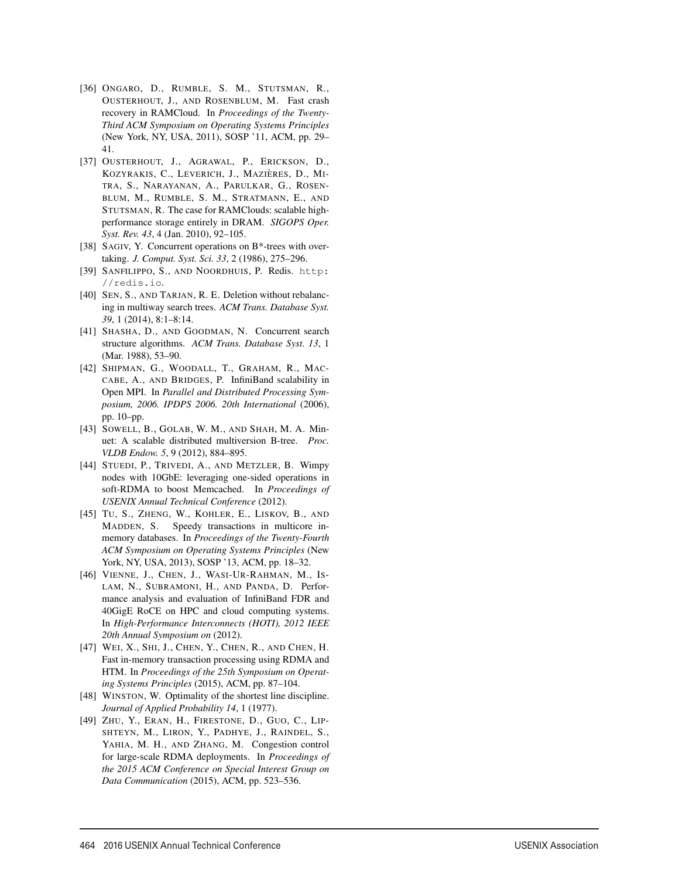[36] ONGARO, D., RUMBLE, S. M., STUTSMAN, R., OUSTERHOUT, J., AND ROSENBLUM, M. Fast crash recovery in RAMCloud. In *Proceedings of the Twenty-Third ACM Symposium on Operating Systems Principles* (New York, NY, USA, 2011), SOSP '11, ACM, pp. 29–41.

[37] OUSTERHOUT, J., AGRAWAL, P., ERICKSON, D., KOZYRAKIS, C., LEVERICH, J., MAZIÈRES, D., MITRA, S., NARAYANAN, A., PARULKAR, G., ROSENBLUM, M., RUMBLE, S. M., STRATMANN, E., AND STUTSMAN, R. The case for RAMClouds: scalable high-performance storage entirely in DRAM. *SIGOPS Oper. Syst. Rev. 43*, 4 (Jan. 2010), 92–105.

[38] SAGIV, Y. Concurrent operations on B*-trees with overtaking. *J. Comput. Syst. Sci. 33*, 2 (1986), 275–296.

[39] SANFILIPPO, S., AND NOORDHUIS, P. Redis. `http://redis.io`.

[40] SEN, S., AND TARJAN, R. E. Deletion without rebalancing in multiway search trees. *ACM Trans. Database Syst. 39*, 1 (2014), 8:1–8:14.

[41] SHASHA, D., AND GOODMAN, N. Concurrent search structure algorithms. *ACM Trans. Database Syst. 13*, 1 (Mar. 1988), 53–90.

[42] SHIPMAN, G., WOODALL, T., GRAHAM, R., MACCABE, A., AND BRIDGES, P. InfiniBand scalability in Open MPI. In *Parallel and Distributed Processing Symposium, 2006. IPDPS 2006. 20th International* (2006), pp. 10–pp.

[43] SOWELL, B., GOLAB, W. M., AND SHAH, M. A. Minuet: A scalable distributed multiversion B-tree. *Proc. VLDB Endow. 5*, 9 (2012), 884–895.

[44] STUEDI, P., TRIVEDI, A., AND METZLER, B. Wimpy nodes with 10GbE: leveraging one-sided operations in soft-RDMA to boost Memcached. In *Proceedings of USENIX Annual Technical Conference* (2012).

[45] TU, S., ZHENG, W., KOHLER, E., LISKOV, B., AND MADDEN, S. Speedy transactions in multicore in-memory databases. In *Proceedings of the Twenty-Fourth ACM Symposium on Operating Systems Principles* (New York, NY, USA, 2013), SOSP '13, ACM, pp. 18–32.

[46] VIENNE, J., CHEN, J., WASI-UR-RAHMAN, M., ISLAM, N., SUBRAMONI, H., AND PANDA, D. Performance analysis and evaluation of InfiniBand FDR and 40GigE RoCE on HPC and cloud computing systems. In *High-Performance Interconnects (HOTI), 2012 IEEE 20th Annual Symposium on* (2012).

[47] WEI, X., SHI, J., CHEN, Y., CHEN, R., AND CHEN, H. Fast in-memory transaction processing using RDMA and HTM. In *Proceedings of the 25th Symposium on Operating Systems Principles* (2015), ACM, pp. 87–104.

[48] WINSTON, W. Optimality of the shortest line discipline. *Journal of Applied Probability 14*, 1 (1977).

[49] ZHU, Y., ERAN, H., FIRESTONE, D., GUO, C., LIPSHTEYN, M., LIRON, Y., PADHYE, J., RAINDEL, S., YAHIA, M. H., AND ZHANG, M. Congestion control for large-scale RDMA deployments. In *Proceedings of the 2015 ACM Conference on Special Interest Group on Data Communication* (2015), ACM, pp. 523–536.